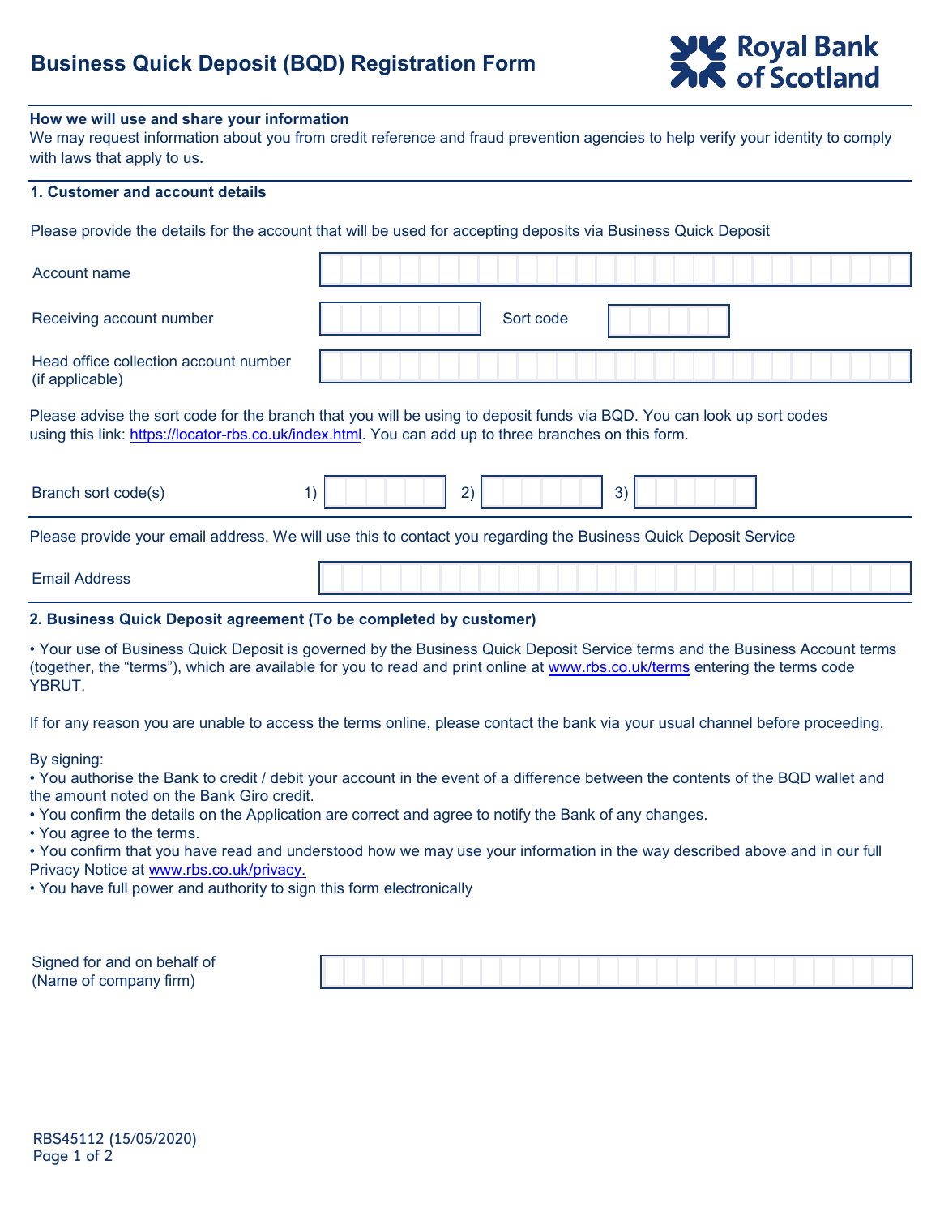# Business Quick Deposit (BQD) Registration Form

Royal Bank of Scotland

**How we will use and share your information**
We may request information about you from credit reference and fraud prevention agencies to help verify your identity to comply with laws that apply to us.

**1. Customer and account details**

Please provide the details for the account that will be used for accepting deposits via Business Quick Deposit

Account name

Receiving account number                Sort code

Head office collection account number (if applicable)

Please advise the sort code for the branch that you will be using to deposit funds via BQD. You can look up sort codes using this link: https://locator-rbs.co.uk/index.html. You can add up to three branches on this form.

Branch sort code(s)    1)    2)    3)

Please provide your email address. We will use this to contact you regarding the Business Quick Deposit Service

Email Address

**2. Business Quick Deposit agreement (To be completed by customer)**

• Your use of Business Quick Deposit is governed by the Business Quick Deposit Service terms and the Business Account terms (together, the "terms"), which are available for you to read and print online at www.rbs.co.uk/terms entering the terms code YBRUT.

If for any reason you are unable to access the terms online, please contact the bank via your usual channel before proceeding.

By signing:
• You authorise the Bank to credit / debit your account in the event of a difference between the contents of the BQD wallet and the amount noted on the Bank Giro credit.
• You confirm the details on the Application are correct and agree to notify the Bank of any changes.
• You agree to the terms.
• You confirm that you have read and understood how we may use your information in the way described above and in our full Privacy Notice at www.rbs.co.uk/privacy.
• You have full power and authority to sign this form electronically

Signed for and on behalf of (Name of company firm)

RBS45112 (15/05/2020)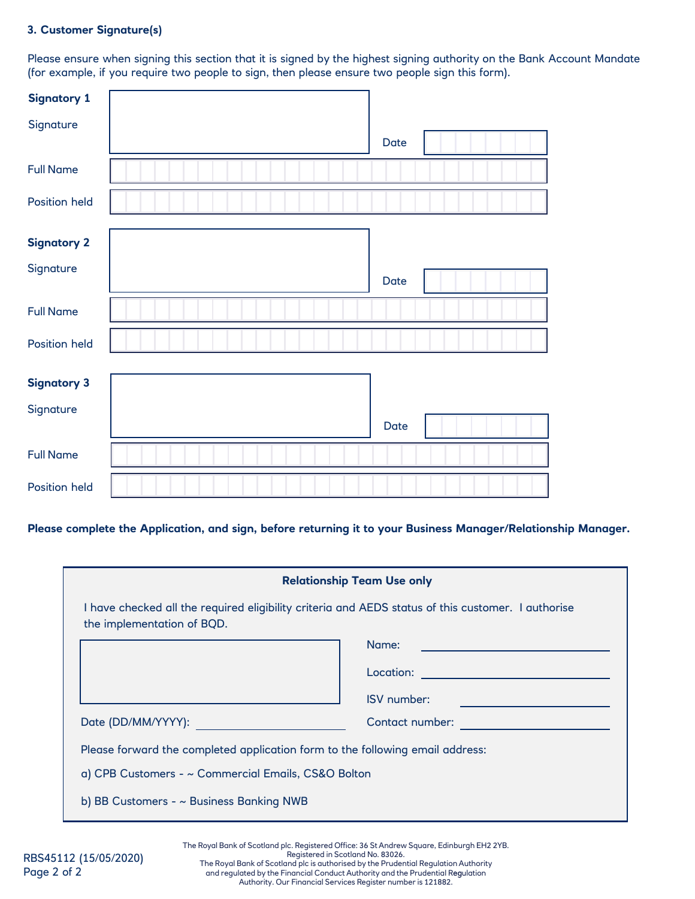### 3. Customer Signature(s)

Please ensure when signing this section that it is signed by the highest signing authority on the Bank Account Mandate (for example, if you require two people to sign, then please ensure two people sign this form).

**Signatory 1**

Signature

Date

Full Name

Position held

**Signatory 2**

Signature

Date

Full Name

Position held

**Signatory 3**

Signature

Date

Full Name

Position held

**Please complete the Application, and sign, before returning it to your Business Manager/Relationship Manager.**

**Relationship Team Use only**

I have checked all the required eligibility criteria and AEDS status of this customer. I authorise the implementation of BQD.

Name: ____________________

Location: ____________________

ISV number: ____________________

Date (DD/MM/YYYY): ____________________

Contact number: ____________________

Please forward the completed application form to the following email address:

a) CPB Customers - ~ Commercial Emails, CS&O Bolton

b) BB Customers - ~ Business Banking NWB

RBS45112 (15/05/2020)

The Royal Bank of Scotland plc. Registered Office: 36 St Andrew Square, Edinburgh EH2 2YB. Registered in Scotland No. 83026. The Royal Bank of Scotland plc is authorised by the Prudential Regulation Authority and regulated by the Financial Conduct Authority and the Prudential Regulation Authority. Our Financial Services Register number is 121882.